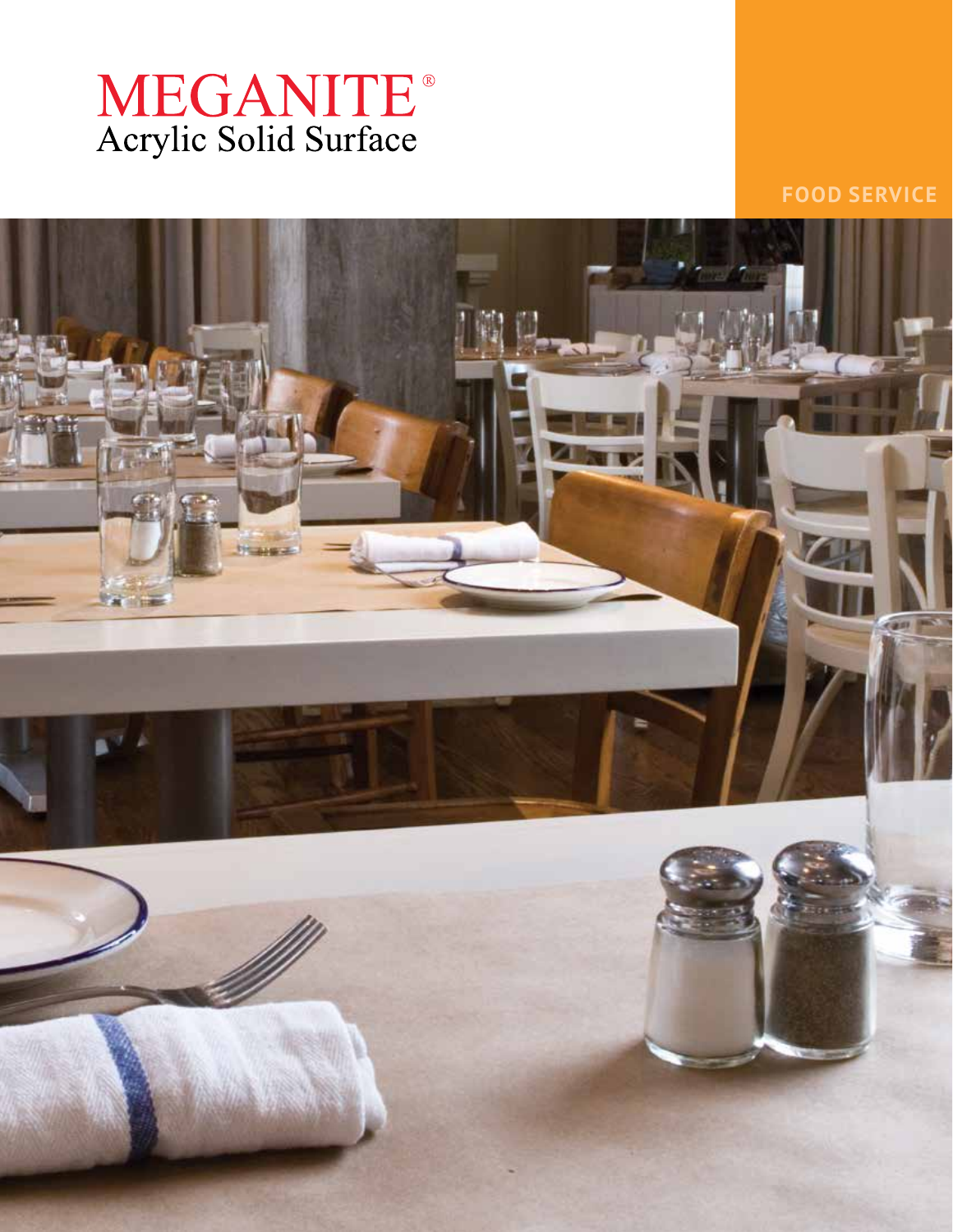# MEGANITE®
Acrylic Solid Surface

FOOD SERVICE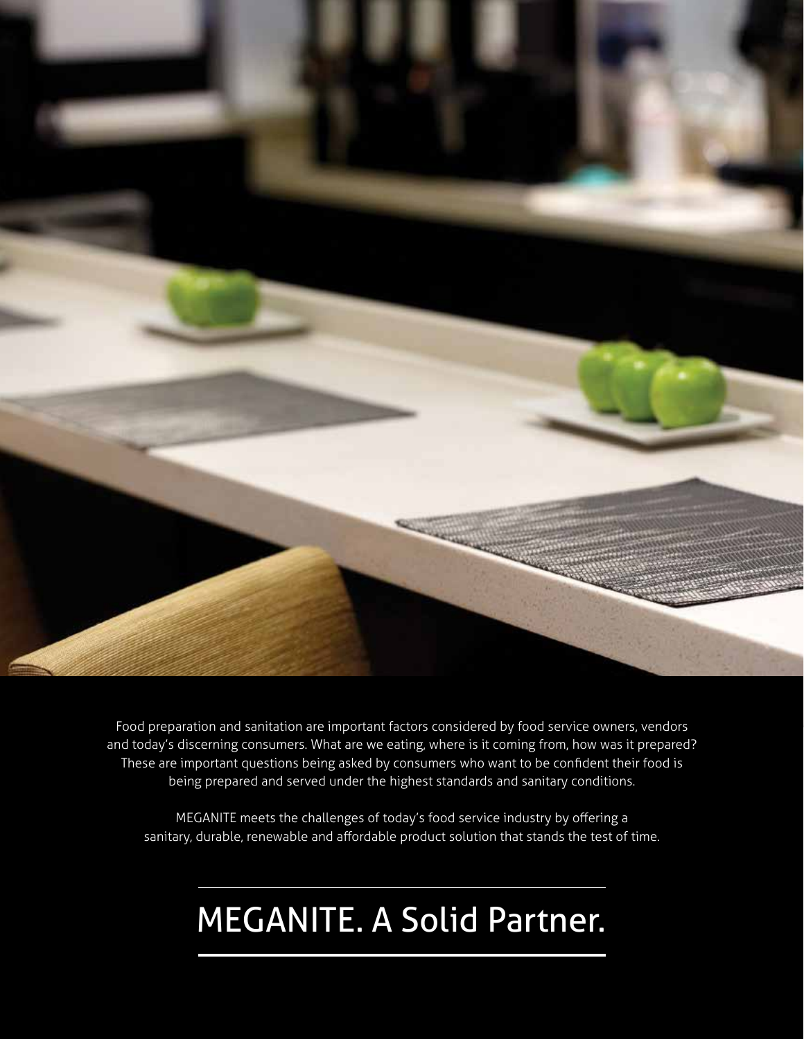Food preparation and sanitation are important factors considered by food service owners, vendors and today's discerning consumers. What are we eating, where is it coming from, how was it prepared? These are important questions being asked by consumers who want to be confident their food is being prepared and served under the highest standards and sanitary conditions.

MEGANITE meets the challenges of today's food service industry by offering a sanitary, durable, renewable and affordable product solution that stands the test of time.

# MEGANITE. A Solid Partner.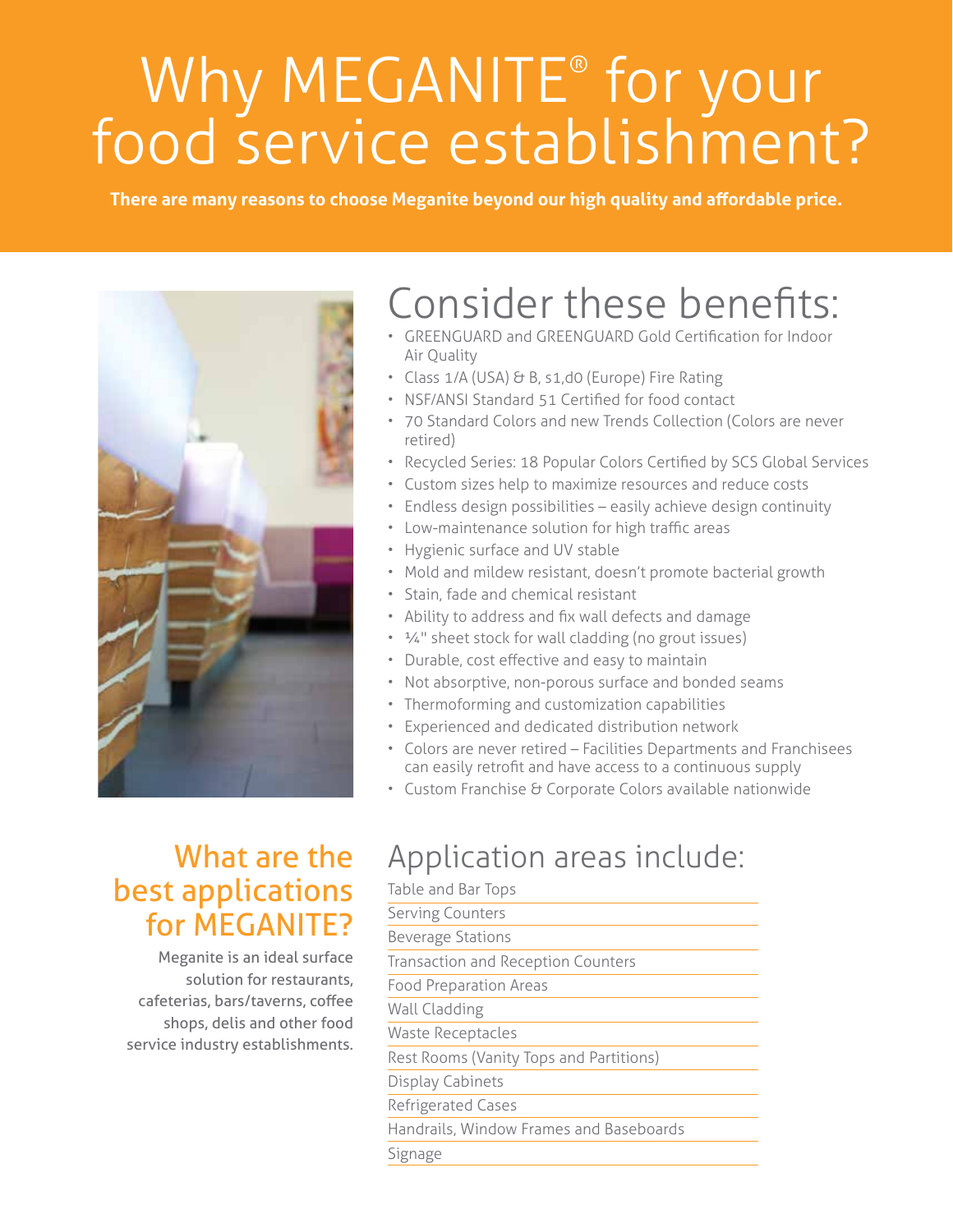# Why MEGANITE® for your food service establishment?

**There are many reasons to choose Meganite beyond our high quality and affordable price.**

## Consider these benefits:

- GREENGUARD and GREENGUARD Gold Certification for Indoor Air Quality
- Class 1/A (USA) & B, s1,d0 (Europe) Fire Rating
- NSF/ANSI Standard 51 Certified for food contact
- 70 Standard Colors and new Trends Collection (Colors are never retired)
- Recycled Series: 18 Popular Colors Certified by SCS Global Services
- Custom sizes help to maximize resources and reduce costs
- Endless design possibilities – easily achieve design continuity
- Low-maintenance solution for high traffic areas
- Hygienic surface and UV stable
- Mold and mildew resistant, doesn't promote bacterial growth
- Stain, fade and chemical resistant
- Ability to address and fix wall defects and damage
- ¼" sheet stock for wall cladding (no grout issues)
- Durable, cost effective and easy to maintain
- Not absorptive, non-porous surface and bonded seams
- Thermoforming and customization capabilities
- Experienced and dedicated distribution network
- Colors are never retired – Facilities Departments and Franchisees can easily retrofit and have access to a continuous supply
- Custom Franchise & Corporate Colors available nationwide

## What are the best applications for MEGANITE?

Meganite is an ideal surface solution for restaurants, cafeterias, bars/taverns, coffee shops, delis and other food service industry establishments.

## Application areas include:

- Table and Bar Tops
- Serving Counters
- Beverage Stations
- Transaction and Reception Counters
- Food Preparation Areas
- Wall Cladding
- Waste Receptacles
- Rest Rooms (Vanity Tops and Partitions)
- Display Cabinets
- Refrigerated Cases
- Handrails, Window Frames and Baseboards
- Signage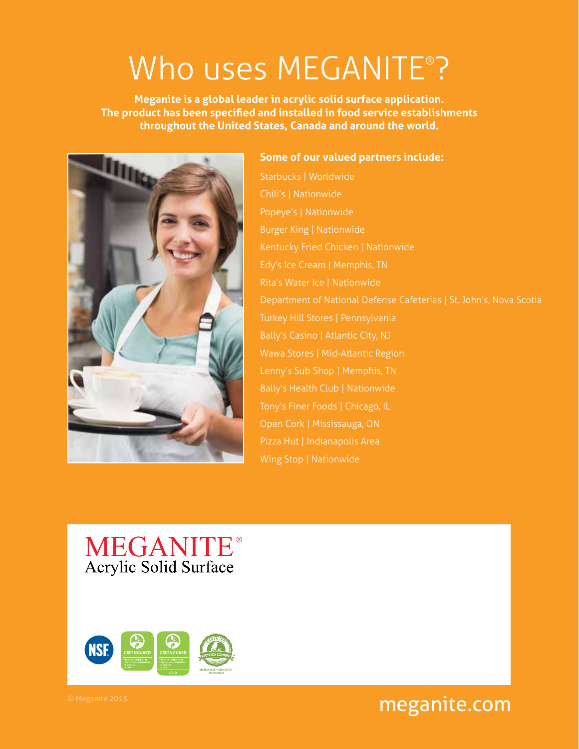# Who uses MEGANITE®?

**Meganite is a global leader in acrylic solid surface application. The product has been specified and installed in food service establishments throughout the United States, Canada and around the world.**

**Some of our valued partners include:**

Starbucks | Worldwide
Chili's | Nationwide
Popeye's | Nationwide
Burger King | Nationwide
Kentucky Fried Chicken | Nationwide
Edy's Ice Cream | Memphis, TN
Rita's Water Ice | Nationwide
Department of National Defense Cafeterias | St. John's, Nova Scotia
Turkey Hill Stores | Pennsylvania
Bally's Casino | Atlantic City, NJ
Wawa Stores | Mid-Atlantic Region
Lenny's Sub Shop | Memphis, TN
Bally's Health Club | Nationwide
Tony's Finer Foods | Chicago, IL
Open Cork | Mississauga, ON
Pizza Hut | Indianapolis Area
Wing Stop | Nationwide

MEGANITE®
Acrylic Solid Surface

© Meganite 2015

meganite.com